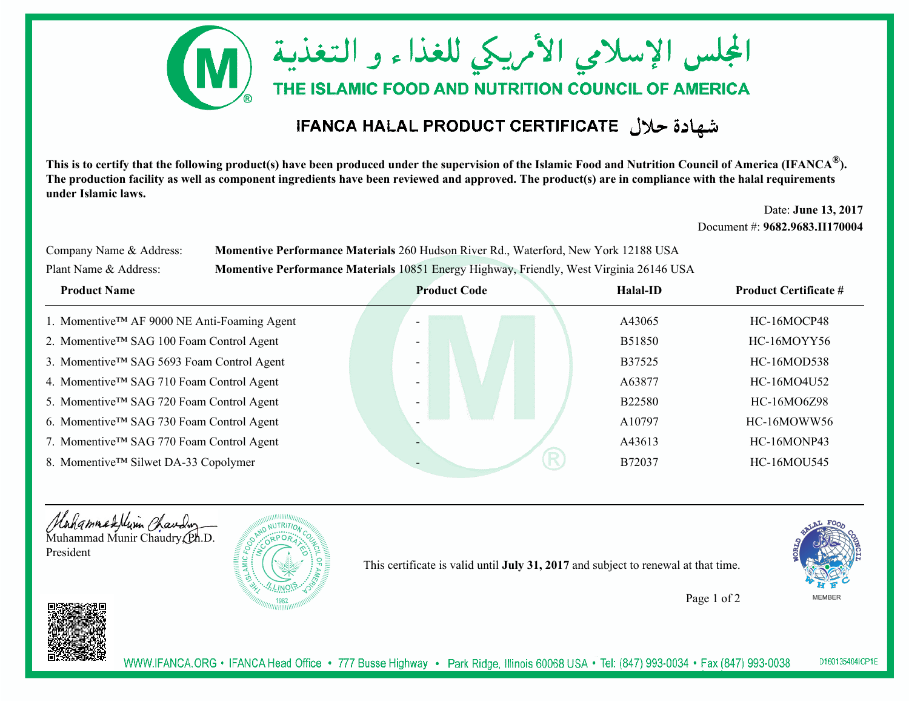# المجلس الإسلامي الأمريكي للغذاء و التغذية

# THE ISLAMIC FOOD AND NUTRITION COUNCIL OF AMERICA

## IFANCA HALAL PRODUCT CERTIFICATE شهادة حلال

**This is to certify that the following product(s) have been produced under the supervision of the Islamic Food and Nutrition Council of America (IFANCA®). The production facility as well as component ingredients have been reviewed and approved. The product(s) are in compliance with the halal requirements under Islamic laws.**

Date: **June 13, 2017**
Document #: **9682.9683.II170004**

Company Name & Address: **Momentive Performance Materials** 260 Hudson River Rd., Waterford, New York 12188 USA

Plant Name & Address: **Momentive Performance Materials** 10851 Energy Highway, Friendly, West Virginia 26146 USA

| Product Name | Product Code | Halal-ID | Product Certificate # |
|---|---|---|---|
| 1. Momentive™ AF 9000 NE Anti-Foaming Agent | - | A43065 | HC-16MOCP48 |
| 2. Momentive™ SAG 100 Foam Control Agent | - | B51850 | HC-16MOYY56 |
| 3. Momentive™ SAG 5693 Foam Control Agent | - | B37525 | HC-16MOD538 |
| 4. Momentive™ SAG 710 Foam Control Agent | - | A63877 | HC-16MO4U52 |
| 5. Momentive™ SAG 720 Foam Control Agent | - | B22580 | HC-16MO6Z98 |
| 6. Momentive™ SAG 730 Foam Control Agent | - | A10797 | HC-16MOWW56 |
| 7. Momentive™ SAG 770 Foam Control Agent | - | A43613 | HC-16MONP43 |
| 8. Momentive™ Silwet DA-33 Copolymer | - | B72037 | HC-16MOU545 |

Muhammad Munir Chaudry, Ph.D.
President

This certificate is valid until **July 31, 2017** and subject to renewal at that time.

WWW.IFANCA.ORG • IFANCA Head Office • 777 Busse Highway • Park Ridge, Illinois 60068 USA • Tel: (847) 993-0034 • Fax (847) 993-0038

D160135404ICP1E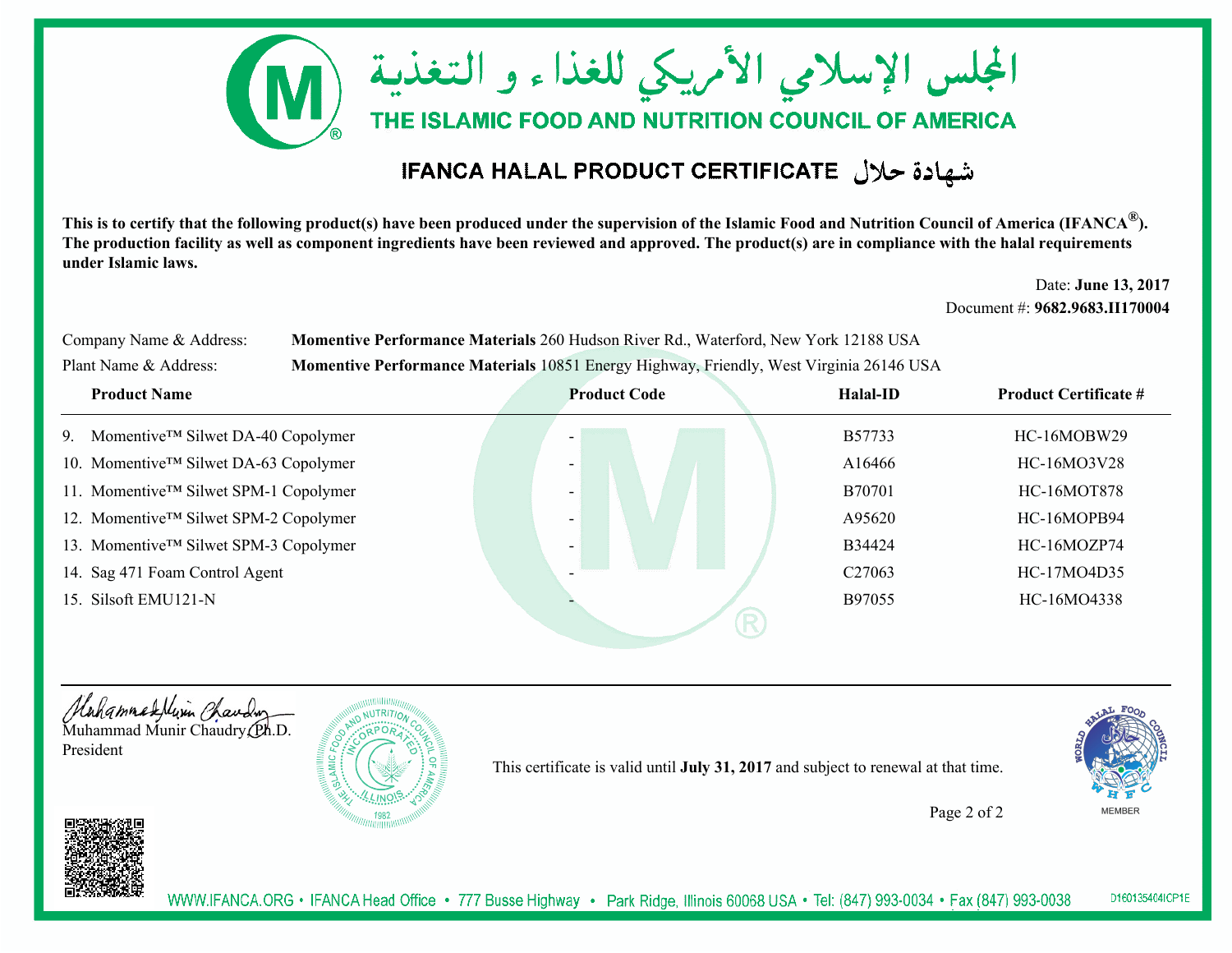# المجلس الإسلامي الأمريكي للغذاء و التغذية

# THE ISLAMIC FOOD AND NUTRITION COUNCIL OF AMERICA

## IFANCA HALAL PRODUCT CERTIFICATE شهادة حلال

**This is to certify that the following product(s) have been produced under the supervision of the Islamic Food and Nutrition Council of America (IFANCA®). The production facility as well as component ingredients have been reviewed and approved. The product(s) are in compliance with the halal requirements under Islamic laws.**

Date: **June 13, 2017**
Document #: **9682.9683.II170004**

Company Name & Address: **Momentive Performance Materials** 260 Hudson River Rd., Waterford, New York 12188 USA

Plant Name & Address: **Momentive Performance Materials** 10851 Energy Highway, Friendly, West Virginia 26146 USA

| Product Name | Product Code | Halal-ID | Product Certificate # |
|---|---|---|---|
| 9. Momentive™ Silwet DA-40 Copolymer | - | B57733 | HC-16MOBW29 |
| 10. Momentive™ Silwet DA-63 Copolymer | - | A16466 | HC-16MO3V28 |
| 11. Momentive™ Silwet SPM-1 Copolymer | - | B70701 | HC-16MOT878 |
| 12. Momentive™ Silwet SPM-2 Copolymer | - | A95620 | HC-16MOPB94 |
| 13. Momentive™ Silwet SPM-3 Copolymer | - | B34424 | HC-16MOZP74 |
| 14. Sag 471 Foam Control Agent | - | C27063 | HC-17MO4D35 |
| 15. Silsoft EMU121-N | - | B97055 | HC-16MO4338 |

Muhammad Munir Chaudry, Ph.D.
President

This certificate is valid until **July 31, 2017** and subject to renewal at that time.

WORLD HALAL FOOD COUNCIL — WHFC MEMBER

WWW.IFANCA.ORG • IFANCA Head Office • 777 Busse Highway • Park Ridge, Illinois 60068 USA • Tel: (847) 993-0034 • Fax (847) 993-0038

D160135404ICP1E